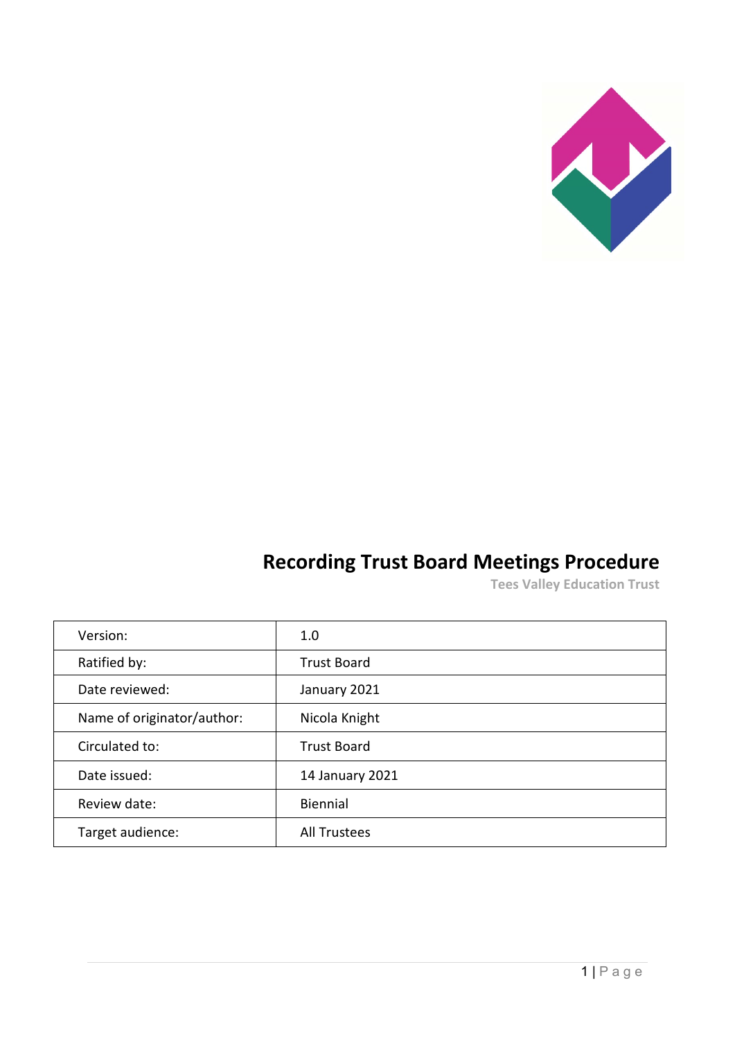# Recording Trust Board Meetings Procedure

**Tees Valley Education Trust**

| Version: | 1.0 |
|---|---|
| Ratified by: | Trust Board |
| Date reviewed: | January 2021 |
| Name of originator/author: | Nicola Knight |
| Circulated to: | Trust Board |
| Date issued: | 14 January 2021 |
| Review date: | Biennial |
| Target audience: | All Trustees |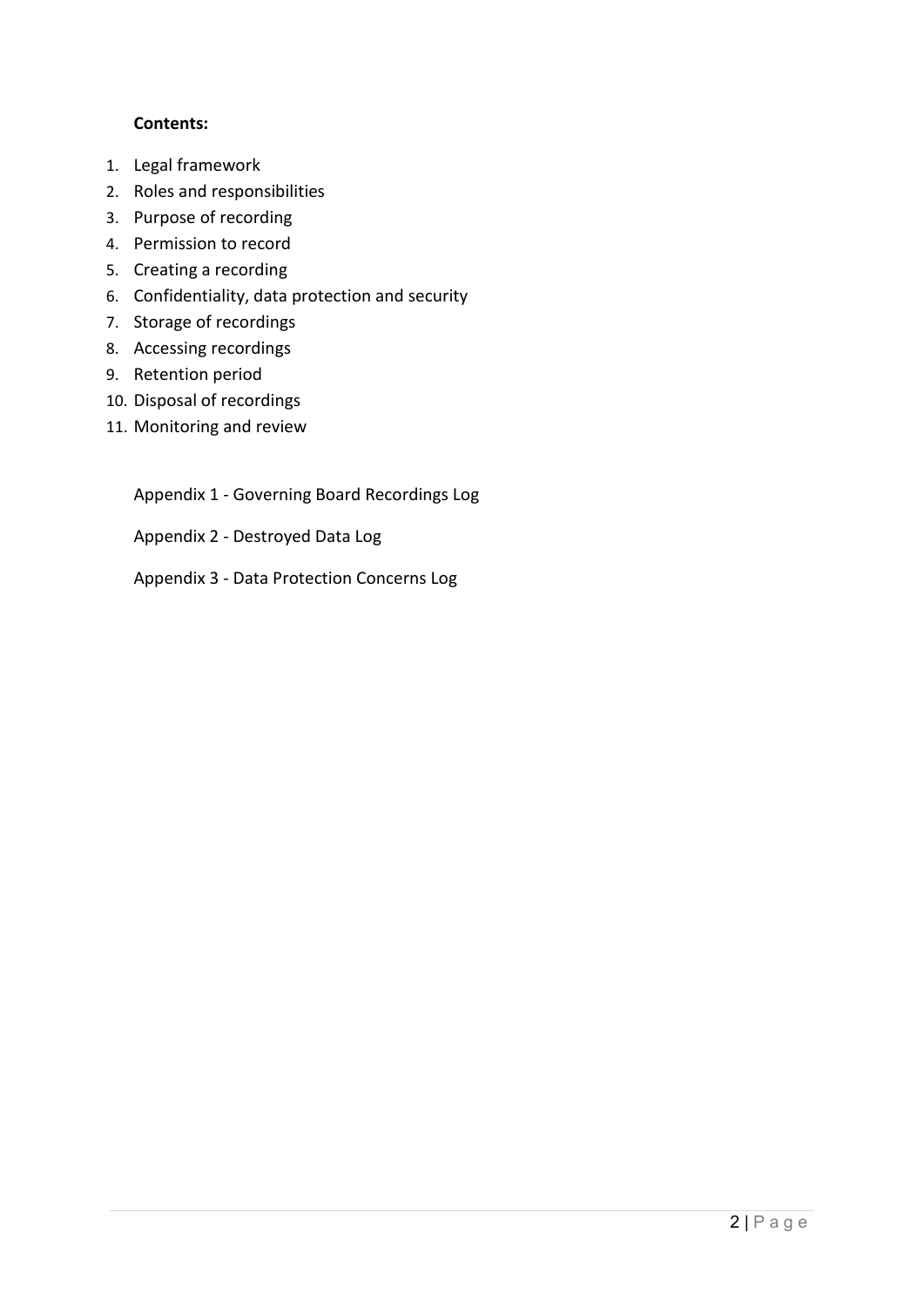**Contents:**

1. Legal framework
2. Roles and responsibilities
3. Purpose of recording
4. Permission to record
5. Creating a recording
6. Confidentiality, data protection and security
7. Storage of recordings
8. Accessing recordings
9. Retention period
10. Disposal of recordings
11. Monitoring and review

Appendix 1 - Governing Board Recordings Log

Appendix 2 - Destroyed Data Log

Appendix 3 - Data Protection Concerns Log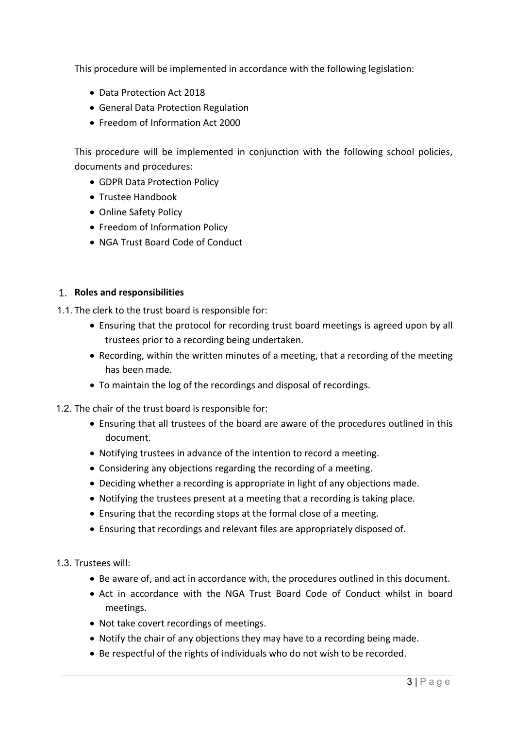This procedure will be implemented in accordance with the following legislation:

- Data Protection Act 2018
- General Data Protection Regulation
- Freedom of Information Act 2000

This procedure will be implemented in conjunction with the following school policies, documents and procedures:

- GDPR Data Protection Policy
- Trustee Handbook
- Online Safety Policy
- Freedom of Information Policy
- NGA Trust Board Code of Conduct

## 1. Roles and responsibilities

1.1. The clerk to the trust board is responsible for:

- Ensuring that the protocol for recording trust board meetings is agreed upon by all trustees prior to a recording being undertaken.
- Recording, within the written minutes of a meeting, that a recording of the meeting has been made.
- To maintain the log of the recordings and disposal of recordings.

1.2. The chair of the trust board is responsible for:

- Ensuring that all trustees of the board are aware of the procedures outlined in this document.
- Notifying trustees in advance of the intention to record a meeting.
- Considering any objections regarding the recording of a meeting.
- Deciding whether a recording is appropriate in light of any objections made.
- Notifying the trustees present at a meeting that a recording is taking place.
- Ensuring that the recording stops at the formal close of a meeting.
- Ensuring that recordings and relevant files are appropriately disposed of.

1.3. Trustees will:

- Be aware of, and act in accordance with, the procedures outlined in this document.
- Act in accordance with the NGA Trust Board Code of Conduct whilst in board meetings.
- Not take covert recordings of meetings.
- Notify the chair of any objections they may have to a recording being made.
- Be respectful of the rights of individuals who do not wish to be recorded.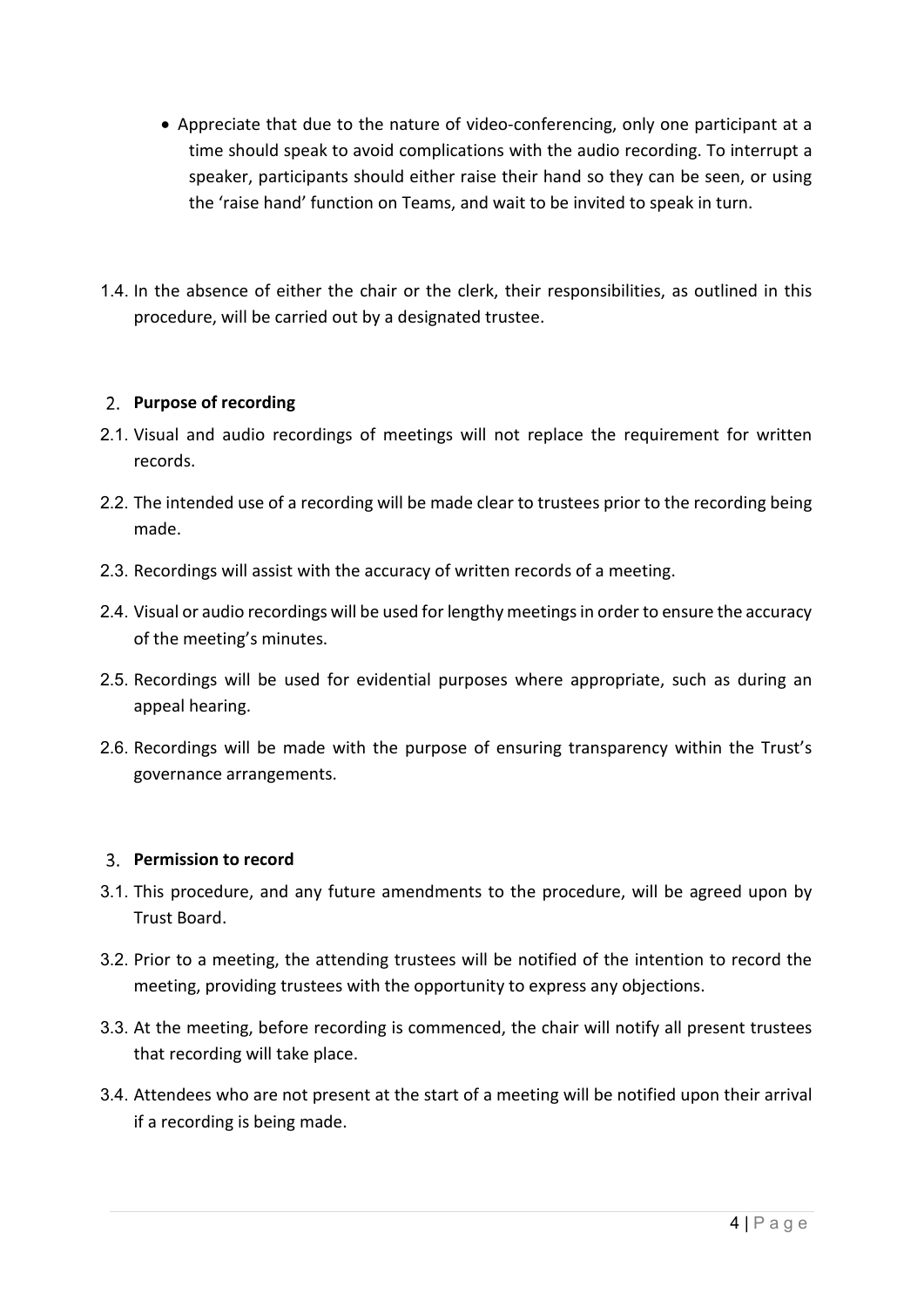- Appreciate that due to the nature of video-conferencing, only one participant at a time should speak to avoid complications with the audio recording. To interrupt a speaker, participants should either raise their hand so they can be seen, or using the 'raise hand' function on Teams, and wait to be invited to speak in turn.

1.4. In the absence of either the chair or the clerk, their responsibilities, as outlined in this procedure, will be carried out by a designated trustee.

## 2. Purpose of recording

2.1. Visual and audio recordings of meetings will not replace the requirement for written records.

2.2. The intended use of a recording will be made clear to trustees prior to the recording being made.

2.3. Recordings will assist with the accuracy of written records of a meeting.

2.4. Visual or audio recordings will be used for lengthy meetings in order to ensure the accuracy of the meeting's minutes.

2.5. Recordings will be used for evidential purposes where appropriate, such as during an appeal hearing.

2.6. Recordings will be made with the purpose of ensuring transparency within the Trust's governance arrangements.

## 3. Permission to record

3.1. This procedure, and any future amendments to the procedure, will be agreed upon by Trust Board.

3.2. Prior to a meeting, the attending trustees will be notified of the intention to record the meeting, providing trustees with the opportunity to express any objections.

3.3. At the meeting, before recording is commenced, the chair will notify all present trustees that recording will take place.

3.4. Attendees who are not present at the start of a meeting will be notified upon their arrival if a recording is being made.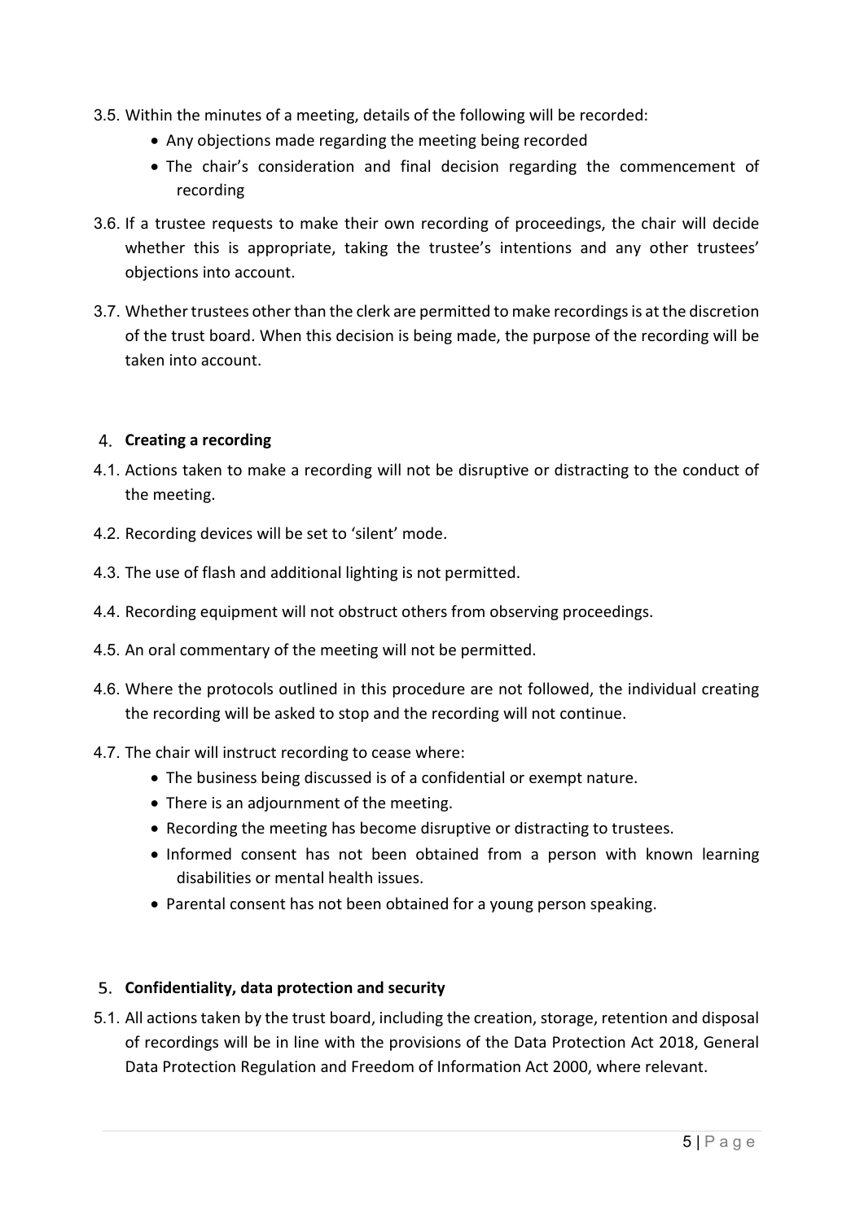3.5. Within the minutes of a meeting, details of the following will be recorded:

- Any objections made regarding the meeting being recorded
- The chair's consideration and final decision regarding the commencement of recording

3.6. If a trustee requests to make their own recording of proceedings, the chair will decide whether this is appropriate, taking the trustee's intentions and any other trustees' objections into account.

3.7. Whether trustees other than the clerk are permitted to make recordings is at the discretion of the trust board. When this decision is being made, the purpose of the recording will be taken into account.

## 4. Creating a recording

4.1. Actions taken to make a recording will not be disruptive or distracting to the conduct of the meeting.

4.2. Recording devices will be set to 'silent' mode.

4.3. The use of flash and additional lighting is not permitted.

4.4. Recording equipment will not obstruct others from observing proceedings.

4.5. An oral commentary of the meeting will not be permitted.

4.6. Where the protocols outlined in this procedure are not followed, the individual creating the recording will be asked to stop and the recording will not continue.

4.7. The chair will instruct recording to cease where:

- The business being discussed is of a confidential or exempt nature.
- There is an adjournment of the meeting.
- Recording the meeting has become disruptive or distracting to trustees.
- Informed consent has not been obtained from a person with known learning disabilities or mental health issues.
- Parental consent has not been obtained for a young person speaking.

## 5. Confidentiality, data protection and security

5.1. All actions taken by the trust board, including the creation, storage, retention and disposal of recordings will be in line with the provisions of the Data Protection Act 2018, General Data Protection Regulation and Freedom of Information Act 2000, where relevant.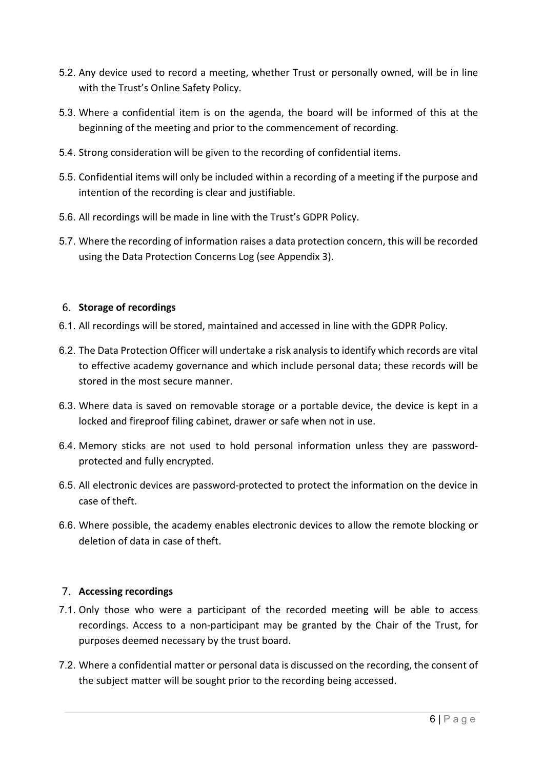5.2. Any device used to record a meeting, whether Trust or personally owned, will be in line with the Trust's Online Safety Policy.

5.3. Where a confidential item is on the agenda, the board will be informed of this at the beginning of the meeting and prior to the commencement of recording.

5.4. Strong consideration will be given to the recording of confidential items.

5.5. Confidential items will only be included within a recording of a meeting if the purpose and intention of the recording is clear and justifiable.

5.6. All recordings will be made in line with the Trust's GDPR Policy.

5.7. Where the recording of information raises a data protection concern, this will be recorded using the Data Protection Concerns Log (see Appendix 3).

## 6. Storage of recordings

6.1. All recordings will be stored, maintained and accessed in line with the GDPR Policy.

6.2. The Data Protection Officer will undertake a risk analysis to identify which records are vital to effective academy governance and which include personal data; these records will be stored in the most secure manner.

6.3. Where data is saved on removable storage or a portable device, the device is kept in a locked and fireproof filing cabinet, drawer or safe when not in use.

6.4. Memory sticks are not used to hold personal information unless they are password-protected and fully encrypted.

6.5. All electronic devices are password-protected to protect the information on the device in case of theft.

6.6. Where possible, the academy enables electronic devices to allow the remote blocking or deletion of data in case of theft.

## 7. Accessing recordings

7.1. Only those who were a participant of the recorded meeting will be able to access recordings. Access to a non-participant may be granted by the Chair of the Trust, for purposes deemed necessary by the trust board.

7.2. Where a confidential matter or personal data is discussed on the recording, the consent of the subject matter will be sought prior to the recording being accessed.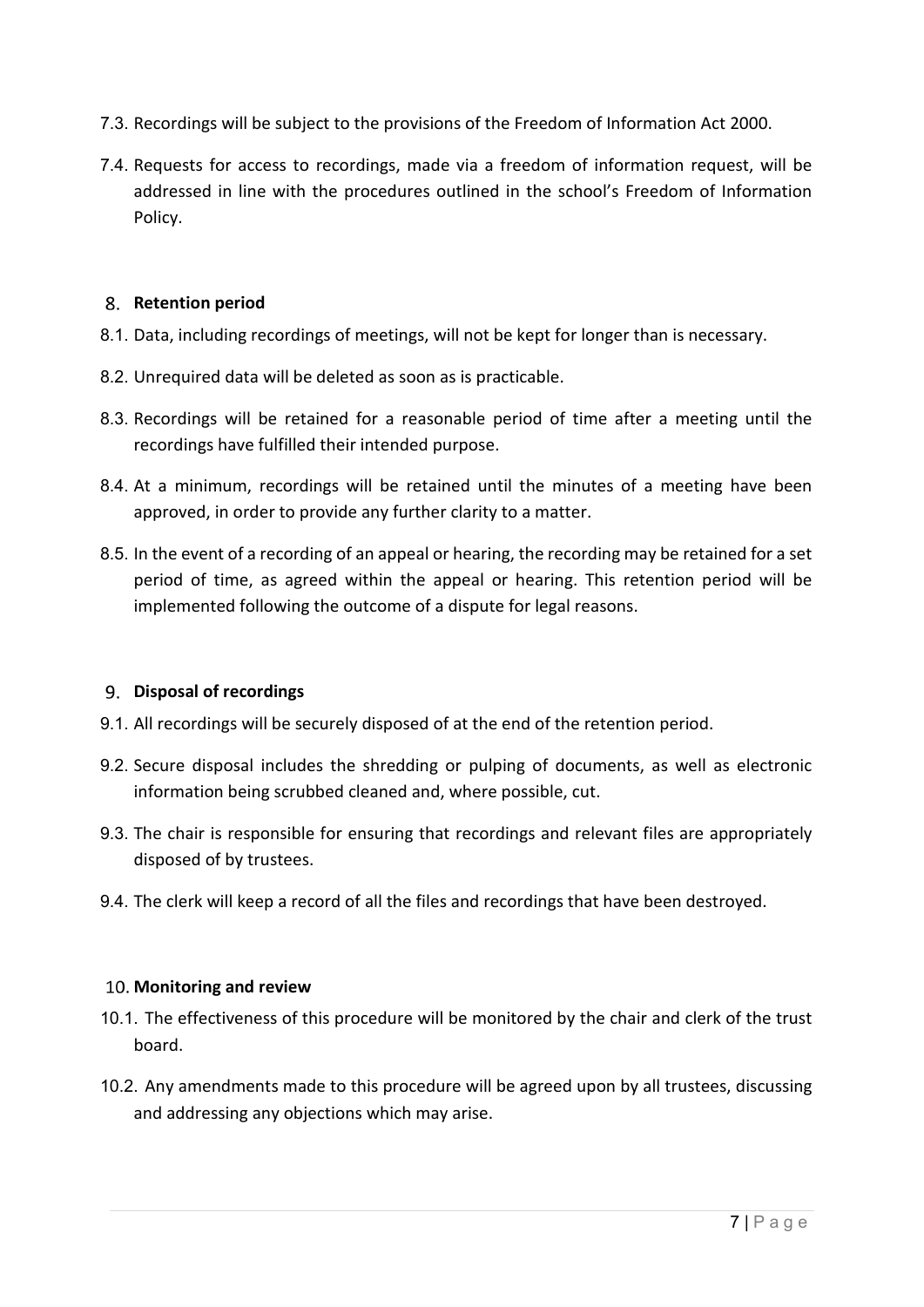7.3. Recordings will be subject to the provisions of the Freedom of Information Act 2000.

7.4. Requests for access to recordings, made via a freedom of information request, will be addressed in line with the procedures outlined in the school's Freedom of Information Policy.

## 8. Retention period

8.1. Data, including recordings of meetings, will not be kept for longer than is necessary.

8.2. Unrequired data will be deleted as soon as is practicable.

8.3. Recordings will be retained for a reasonable period of time after a meeting until the recordings have fulfilled their intended purpose.

8.4. At a minimum, recordings will be retained until the minutes of a meeting have been approved, in order to provide any further clarity to a matter.

8.5. In the event of a recording of an appeal or hearing, the recording may be retained for a set period of time, as agreed within the appeal or hearing. This retention period will be implemented following the outcome of a dispute for legal reasons.

## 9. Disposal of recordings

9.1. All recordings will be securely disposed of at the end of the retention period.

9.2. Secure disposal includes the shredding or pulping of documents, as well as electronic information being scrubbed cleaned and, where possible, cut.

9.3. The chair is responsible for ensuring that recordings and relevant files are appropriately disposed of by trustees.

9.4. The clerk will keep a record of all the files and recordings that have been destroyed.

## 10. Monitoring and review

10.1. The effectiveness of this procedure will be monitored by the chair and clerk of the trust board.

10.2. Any amendments made to this procedure will be agreed upon by all trustees, discussing and addressing any objections which may arise.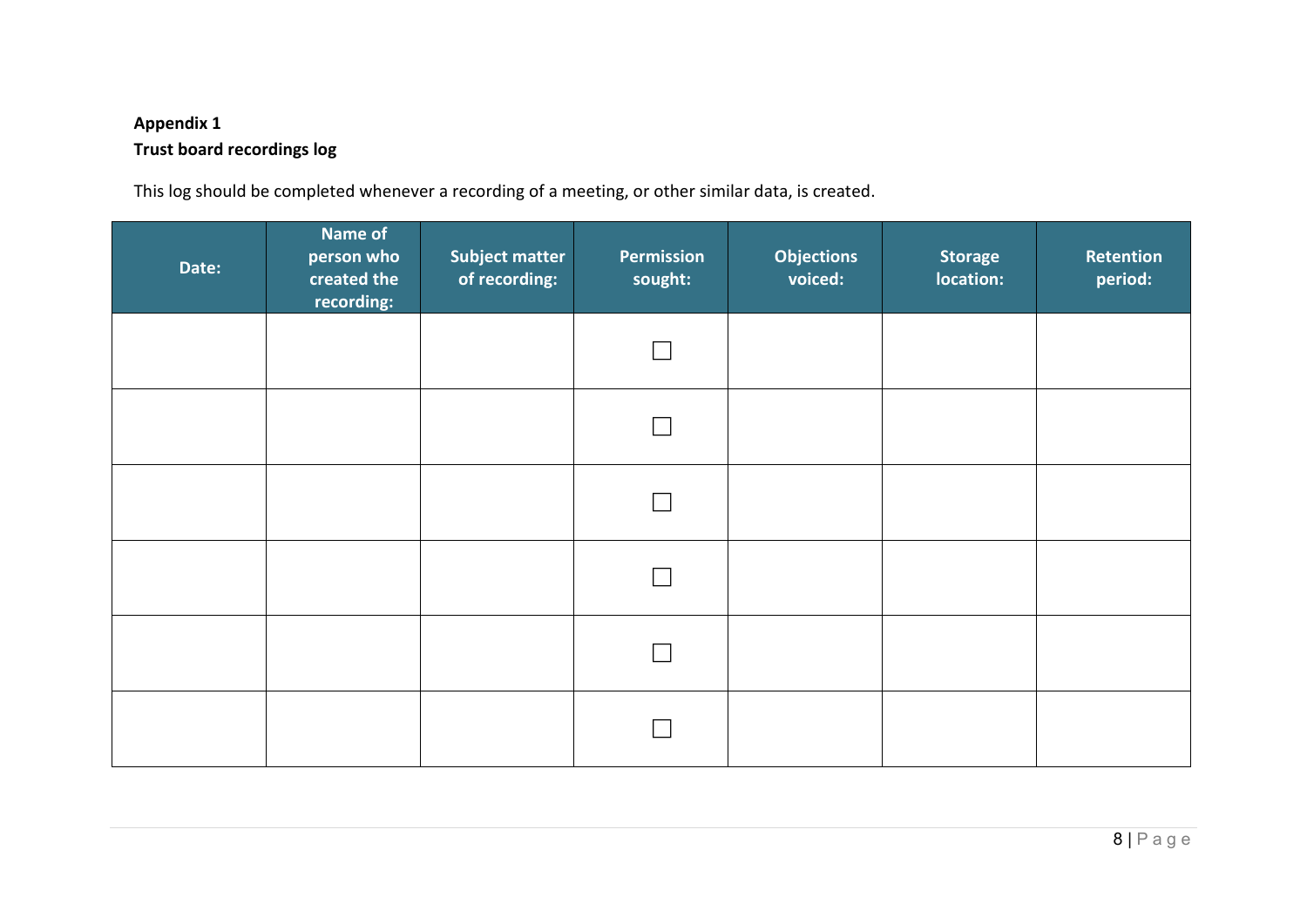**Appendix 1**

**Trust board recordings log**

This log should be completed whenever a recording of a meeting, or other similar data, is created.

| Date: | Name of person who created the recording: | Subject matter of recording: | Permission sought: | Objections voiced: | Storage location: | Retention period: |
|---|---|---|---|---|---|---|
| | | | ☐ | | | |
| | | | ☐ | | | |
| | | | ☐ | | | |
| | | | ☐ | | | |
| | | | ☐ | | | |
| | | | ☐ | | | |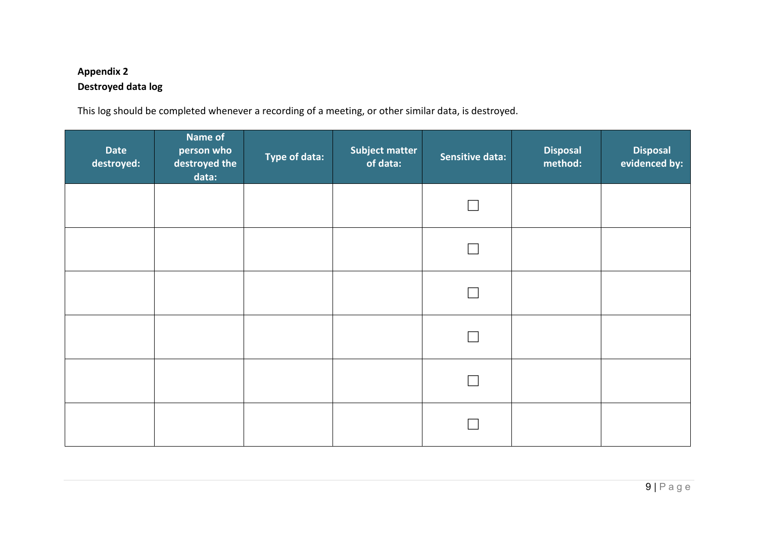**Appendix 2**
**Destroyed data log**

This log should be completed whenever a recording of a meeting, or other similar data, is destroyed.

| Date destroyed: | Name of person who destroyed the data: | Type of data: | Subject matter of data: | Sensitive data: | Disposal method: | Disposal evidenced by: |
|---|---|---|---|---|---|---|
| | | | | ☐ | | |
| | | | | ☐ | | |
| | | | | ☐ | | |
| | | | | ☐ | | |
| | | | | ☐ | | |
| | | | | ☐ | | |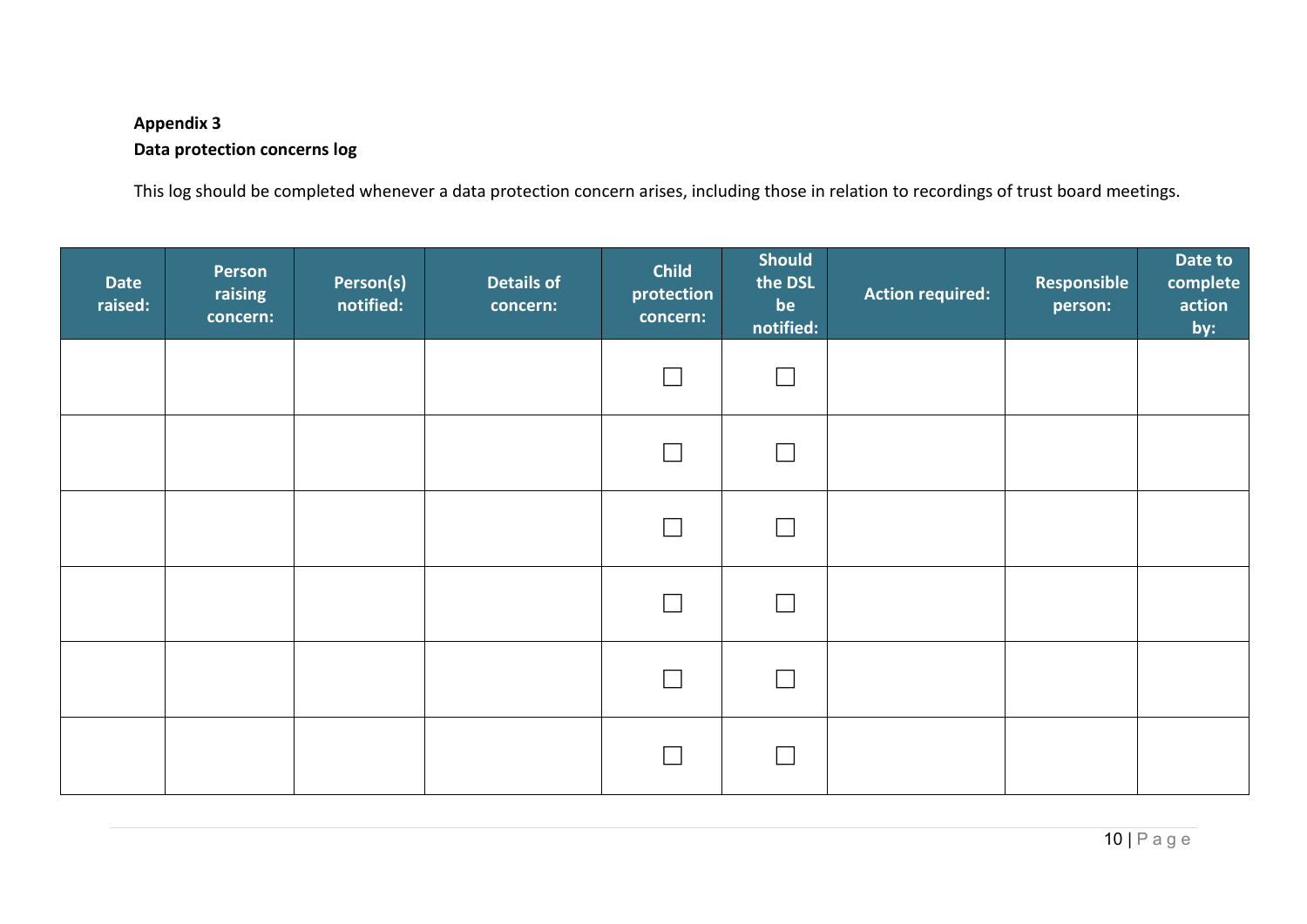**Appendix 3**

**Data protection concerns log**

This log should be completed whenever a data protection concern arises, including those in relation to recordings of trust board meetings.

| Date raised: | Person raising concern: | Person(s) notified: | Details of concern: | Child protection concern: | Should the DSL be notified: | Action required: | Responsible person: | Date to complete action by: |
|---|---|---|---|---|---|---|---|---|
| | | | | ☐ | ☐ | | | |
| | | | | ☐ | ☐ | | | |
| | | | | ☐ | ☐ | | | |
| | | | | ☐ | ☐ | | | |
| | | | | ☐ | ☐ | | | |
| | | | | ☐ | ☐ | | | |